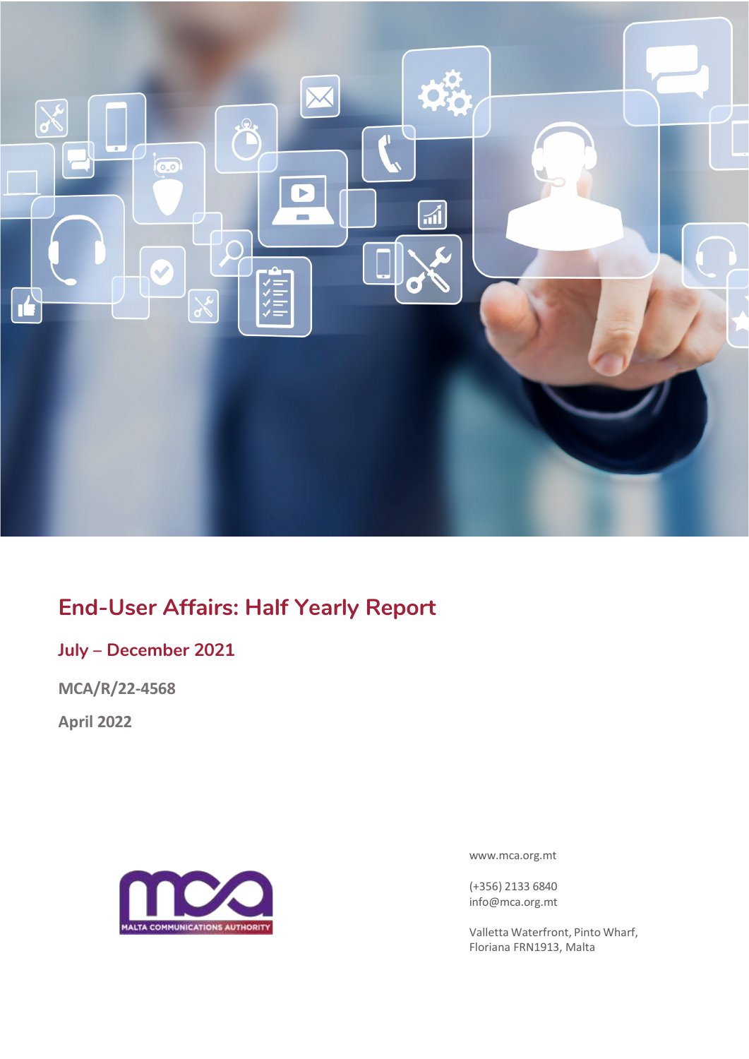# End-User Affairs: Half Yearly Report

## July – December 2021

**MCA/R/22-4568**

**April 2022**

MALTA COMMUNICATIONS AUTHORITY

www.mca.org.mt

(+356) 2133 6840
info@mca.org.mt

Valletta Waterfront, Pinto Wharf,
Floriana FRN1913, Malta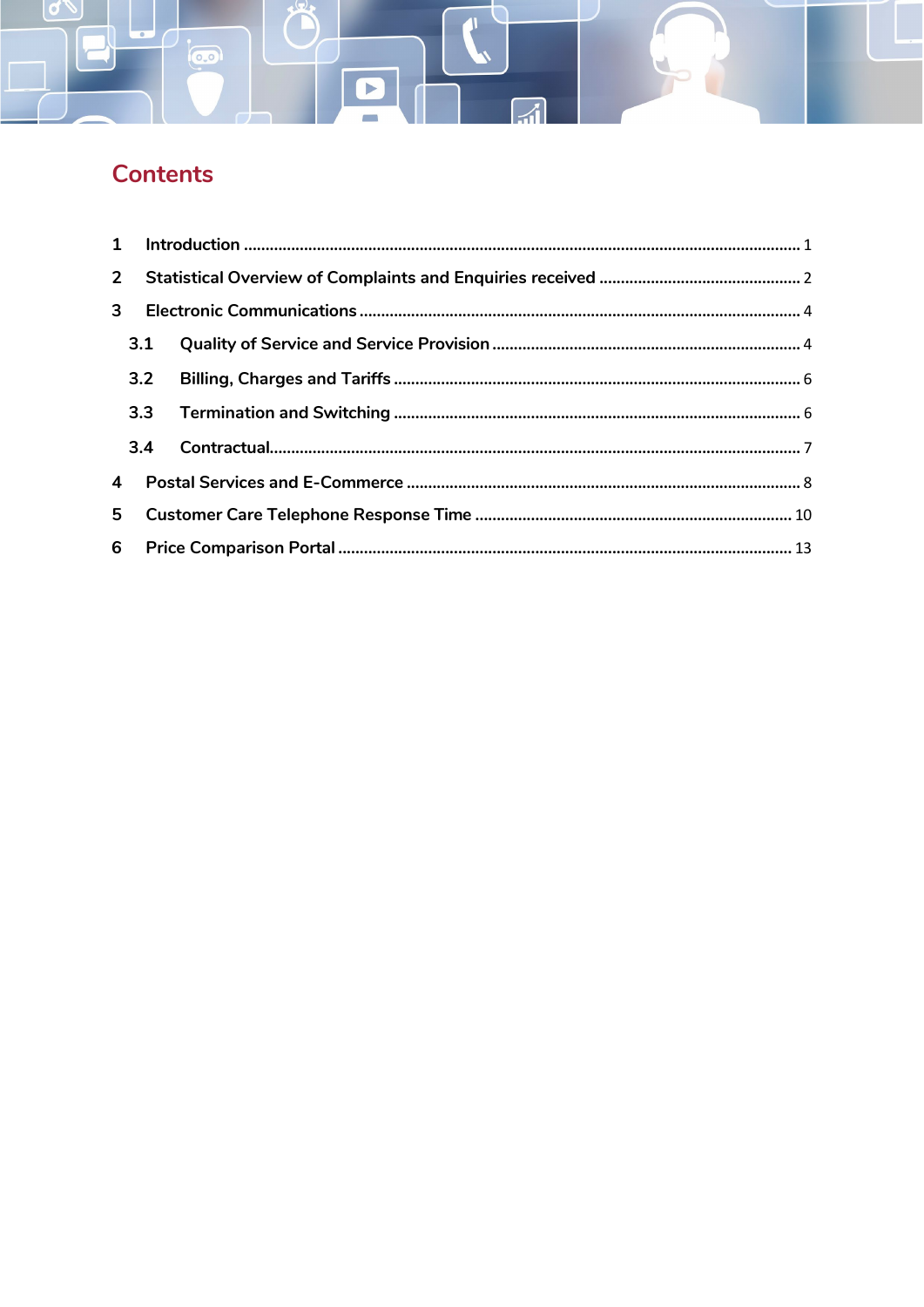# Contents

1 Introduction ........................................................................................................................ 1

2 Statistical Overview of Complaints and Enquiries received .............................................. 2

3 Electronic Communications ............................................................................................... 4

  3.1 Quality of Service and Service Provision ...................................................................... 4

  3.2 Billing, Charges and Tariffs ............................................................................................ 6

  3.3 Termination and Switching ............................................................................................ 6

  3.4 Contractual....................................................................................................................... 7

4 Postal Services and E-Commerce ........................................................................................ 8

5 Customer Care Telephone Response Time ....................................................................... 10

6 Price Comparison Portal .................................................................................................... 13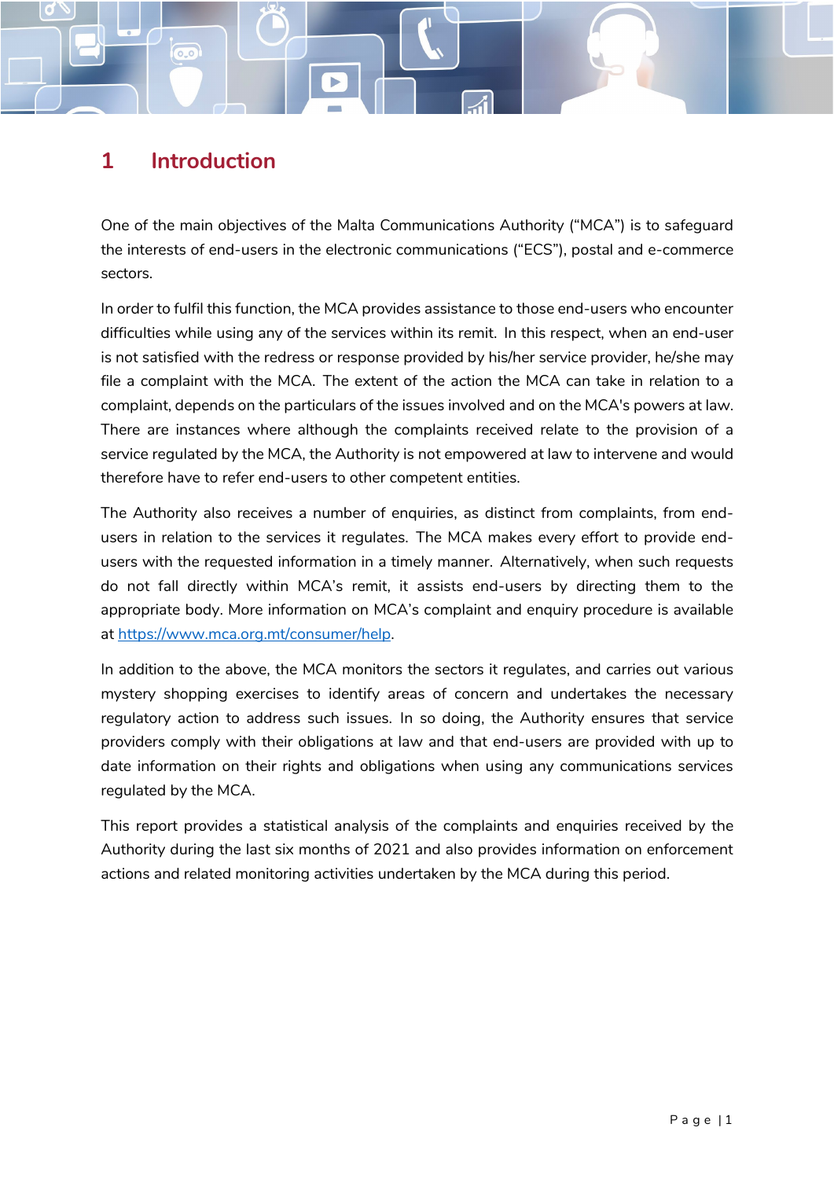# 1 Introduction

One of the main objectives of the Malta Communications Authority ("MCA") is to safeguard the interests of end-users in the electronic communications ("ECS"), postal and e-commerce sectors.

In order to fulfil this function, the MCA provides assistance to those end-users who encounter difficulties while using any of the services within its remit. In this respect, when an end-user is not satisfied with the redress or response provided by his/her service provider, he/she may file a complaint with the MCA. The extent of the action the MCA can take in relation to a complaint, depends on the particulars of the issues involved and on the MCA's powers at law. There are instances where although the complaints received relate to the provision of a service regulated by the MCA, the Authority is not empowered at law to intervene and would therefore have to refer end-users to other competent entities.

The Authority also receives a number of enquiries, as distinct from complaints, from end-users in relation to the services it regulates. The MCA makes every effort to provide end-users with the requested information in a timely manner. Alternatively, when such requests do not fall directly within MCA's remit, it assists end-users by directing them to the appropriate body. More information on MCA's complaint and enquiry procedure is available at https://www.mca.org.mt/consumer/help.

In addition to the above, the MCA monitors the sectors it regulates, and carries out various mystery shopping exercises to identify areas of concern and undertakes the necessary regulatory action to address such issues. In so doing, the Authority ensures that service providers comply with their obligations at law and that end-users are provided with up to date information on their rights and obligations when using any communications services regulated by the MCA.

This report provides a statistical analysis of the complaints and enquiries received by the Authority during the last six months of 2021 and also provides information on enforcement actions and related monitoring activities undertaken by the MCA during this period.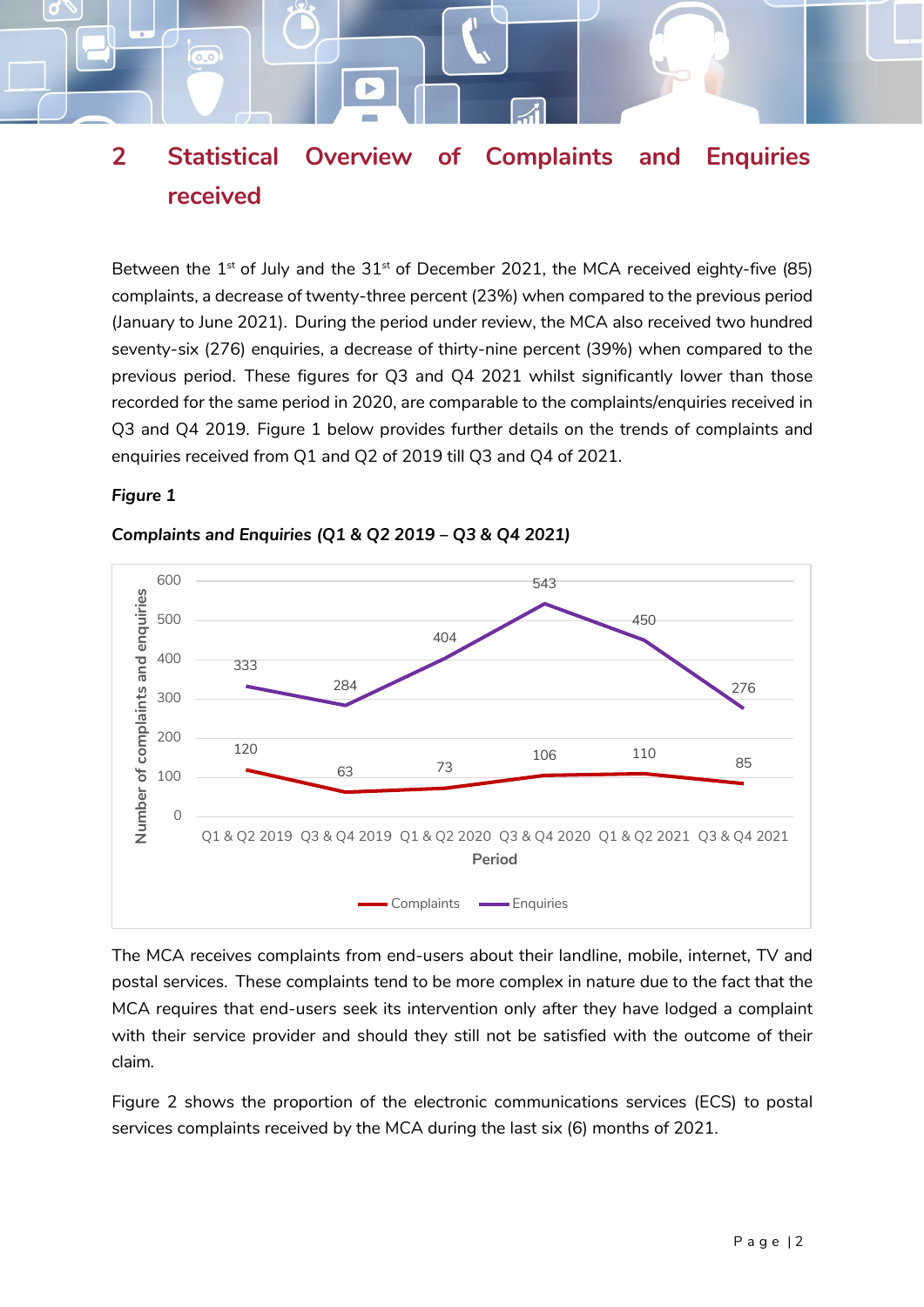## 2 Statistical Overview of Complaints and Enquiries received

Between the 1st of July and the 31st of December 2021, the MCA received eighty-five (85) complaints, a decrease of twenty-three percent (23%) when compared to the previous period (January to June 2021). During the period under review, the MCA also received two hundred seventy-six (276) enquiries, a decrease of thirty-nine percent (39%) when compared to the previous period. These figures for Q3 and Q4 2021 whilst significantly lower than those recorded for the same period in 2020, are comparable to the complaints/enquiries received in Q3 and Q4 2019. Figure 1 below provides further details on the trends of complaints and enquiries received from Q1 and Q2 of 2019 till Q3 and Q4 of 2021.

***Figure 1***

***Complaints and Enquiries (Q1 & Q2 2019 – Q3 & Q4 2021)***

| Period | Complaints | Enquiries |
|---|---|---|
| Q1 & Q2 2019 | 120 | 333 |
| Q3 & Q4 2019 | 63 | 284 |
| Q1 & Q2 2020 | 73 | 404 |
| Q3 & Q4 2020 | 106 | 543 |
| Q1 & Q2 2021 | 110 | 450 |
| Q3 & Q4 2021 | 85 | 276 |

The MCA receives complaints from end-users about their landline, mobile, internet, TV and postal services. These complaints tend to be more complex in nature due to the fact that the MCA requires that end-users seek its intervention only after they have lodged a complaint with their service provider and should they still not be satisfied with the outcome of their claim.

Figure 2 shows the proportion of the electronic communications services (ECS) to postal services complaints received by the MCA during the last six (6) months of 2021.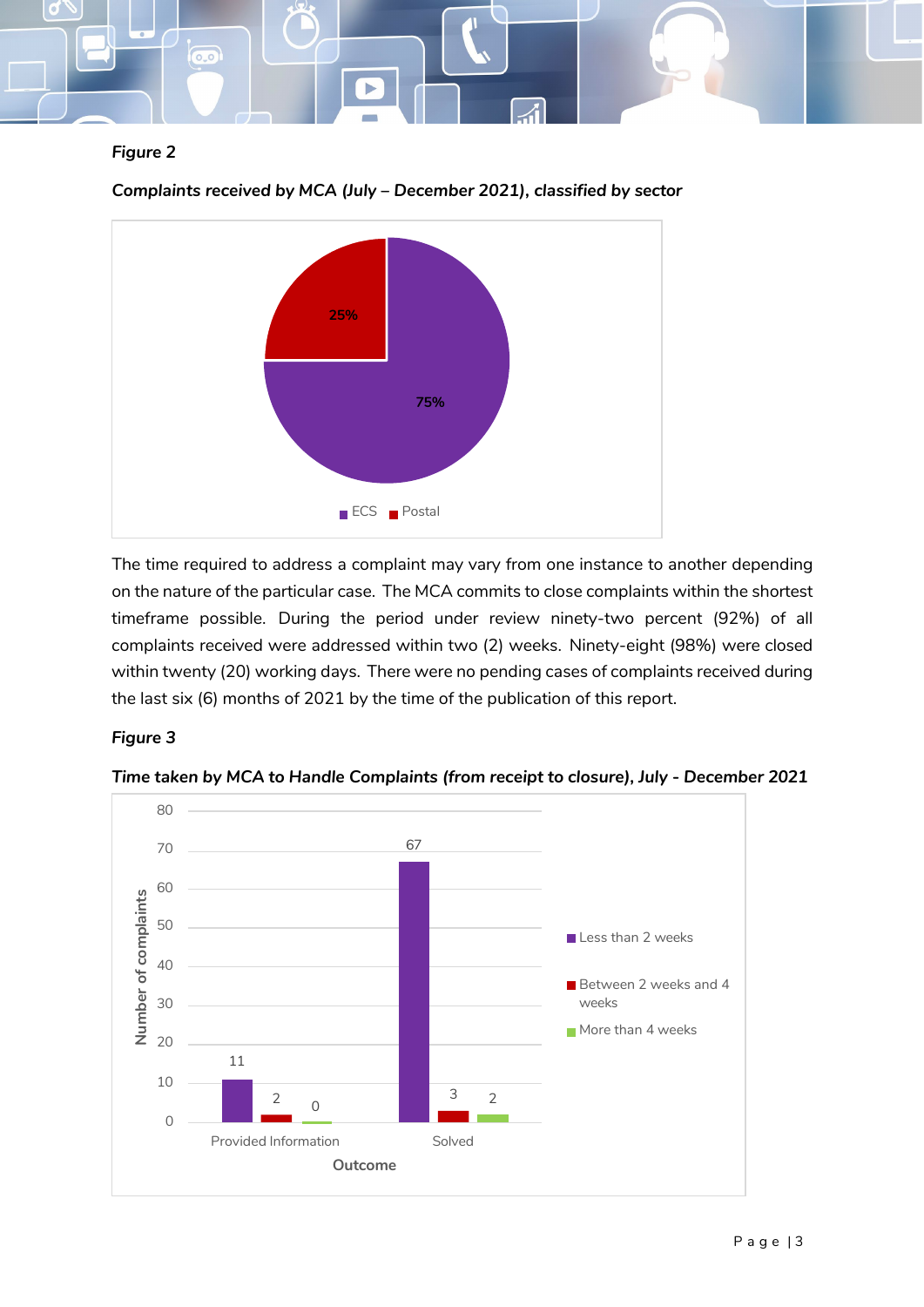***Figure 2***

***Complaints received by MCA (July – December 2021), classified by sector***

The time required to address a complaint may vary from one instance to another depending on the nature of the particular case. The MCA commits to close complaints within the shortest timeframe possible. During the period under review ninety-two percent (92%) of all complaints received were addressed within two (2) weeks. Ninety-eight (98%) were closed within twenty (20) working days. There were no pending cases of complaints received during the last six (6) months of 2021 by the time of the publication of this report.

***Figure 3***

***Time taken by MCA to Handle Complaints (from receipt to closure), July - December 2021***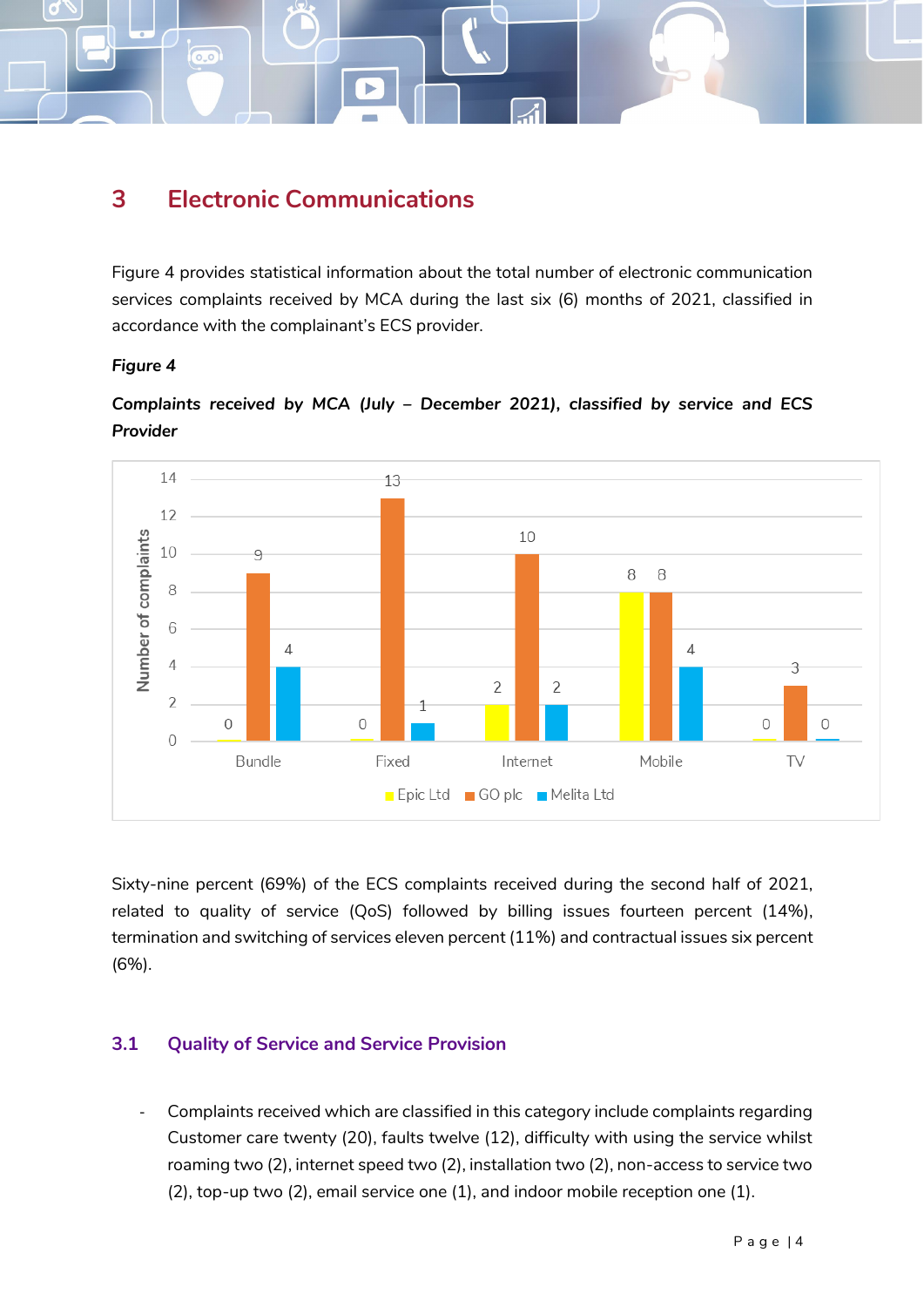# 3 Electronic Communications

Figure 4 provides statistical information about the total number of electronic communication services complaints received by MCA during the last six (6) months of 2021, classified in accordance with the complainant's ECS provider.

***Figure 4***

***Complaints received by MCA (July – December 2021), classified by service and ECS Provider***

| Service | Epic Ltd | GO plc | Melita Ltd |
|---|---|---|---|
| Bundle | 0 | 9 | 4 |
| Fixed | 0 | 13 | 1 |
| Internet | 2 | 10 | 2 |
| Mobile | 8 | 8 | 4 |
| TV | 0 | 3 | 0 |

Sixty-nine percent (69%) of the ECS complaints received during the second half of 2021, related to quality of service (QoS) followed by billing issues fourteen percent (14%), termination and switching of services eleven percent (11%) and contractual issues six percent (6%).

## 3.1 Quality of Service and Service Provision

- Complaints received which are classified in this category include complaints regarding Customer care twenty (20), faults twelve (12), difficulty with using the service whilst roaming two (2), internet speed two (2), installation two (2), non-access to service two (2), top-up two (2), email service one (1), and indoor mobile reception one (1).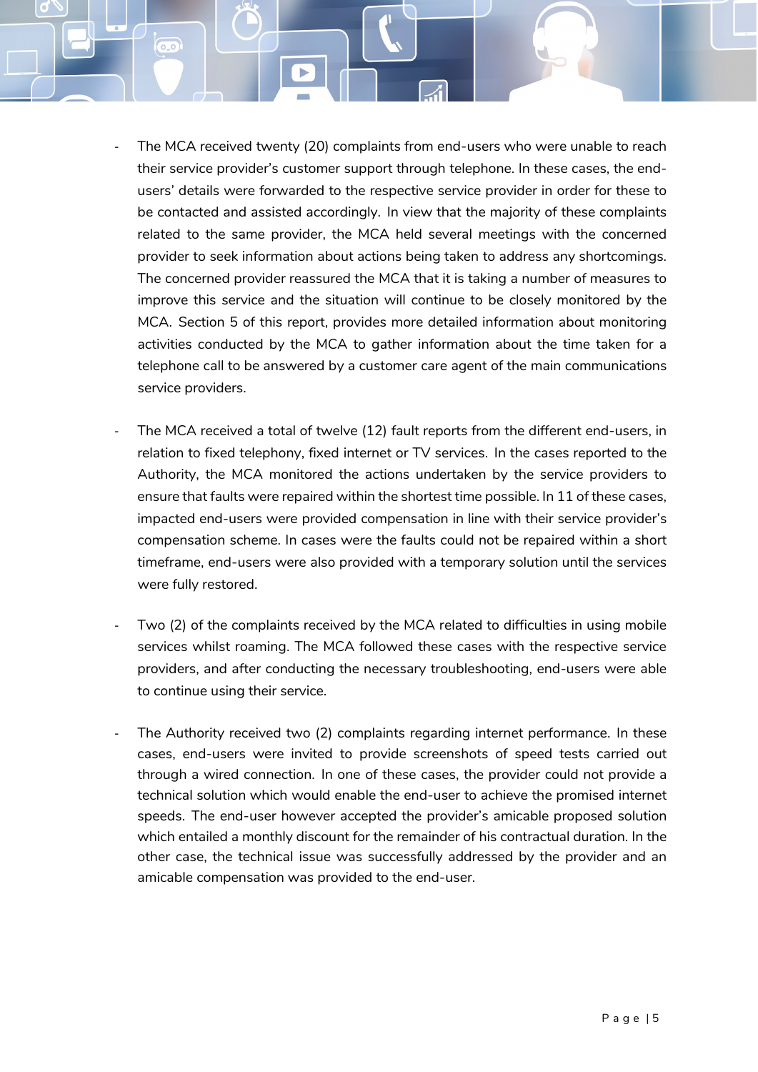- The MCA received twenty (20) complaints from end-users who were unable to reach their service provider's customer support through telephone. In these cases, the end-users' details were forwarded to the respective service provider in order for these to be contacted and assisted accordingly. In view that the majority of these complaints related to the same provider, the MCA held several meetings with the concerned provider to seek information about actions being taken to address any shortcomings. The concerned provider reassured the MCA that it is taking a number of measures to improve this service and the situation will continue to be closely monitored by the MCA. Section 5 of this report, provides more detailed information about monitoring activities conducted by the MCA to gather information about the time taken for a telephone call to be answered by a customer care agent of the main communications service providers.

- The MCA received a total of twelve (12) fault reports from the different end-users, in relation to fixed telephony, fixed internet or TV services. In the cases reported to the Authority, the MCA monitored the actions undertaken by the service providers to ensure that faults were repaired within the shortest time possible. In 11 of these cases, impacted end-users were provided compensation in line with their service provider's compensation scheme. In cases were the faults could not be repaired within a short timeframe, end-users were also provided with a temporary solution until the services were fully restored.

- Two (2) of the complaints received by the MCA related to difficulties in using mobile services whilst roaming. The MCA followed these cases with the respective service providers, and after conducting the necessary troubleshooting, end-users were able to continue using their service.

- The Authority received two (2) complaints regarding internet performance. In these cases, end-users were invited to provide screenshots of speed tests carried out through a wired connection. In one of these cases, the provider could not provide a technical solution which would enable the end-user to achieve the promised internet speeds. The end-user however accepted the provider's amicable proposed solution which entailed a monthly discount for the remainder of his contractual duration. In the other case, the technical issue was successfully addressed by the provider and an amicable compensation was provided to the end-user.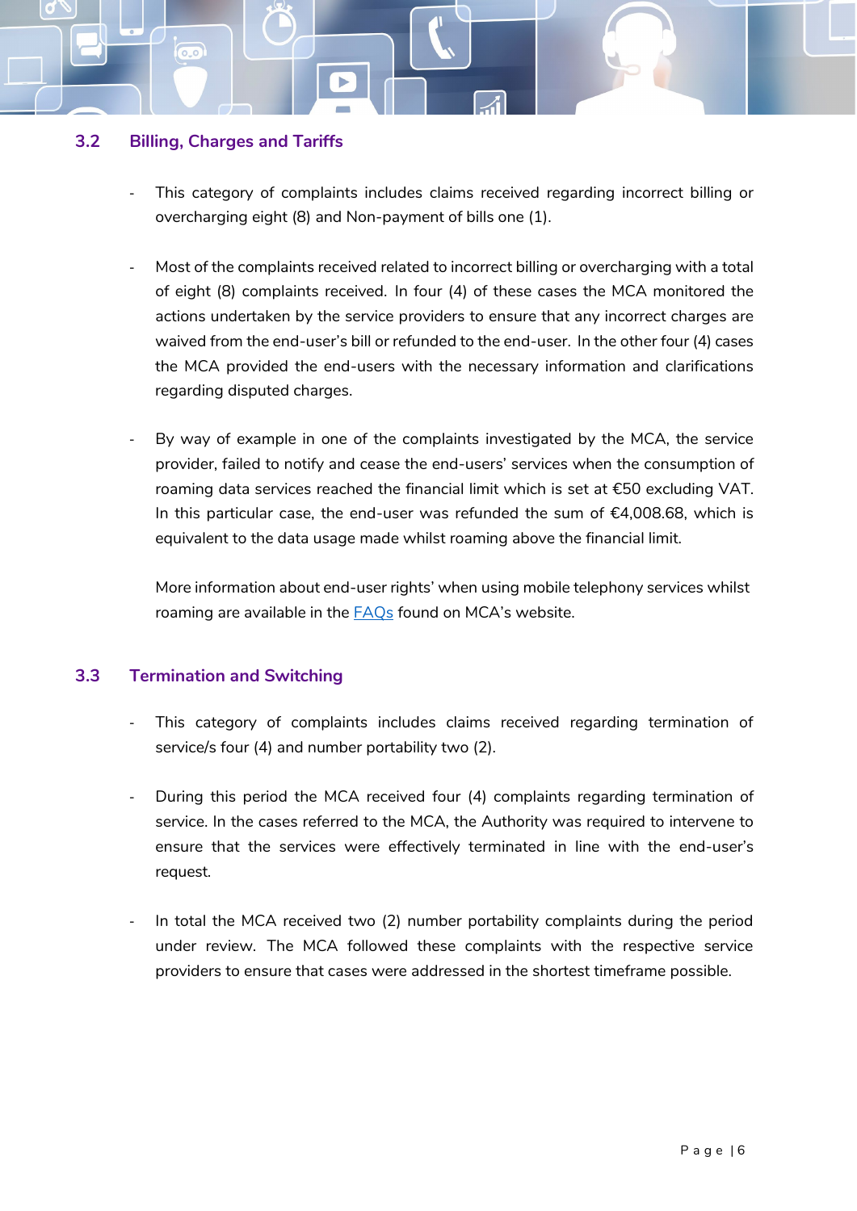## 3.2 Billing, Charges and Tariffs

- This category of complaints includes claims received regarding incorrect billing or overcharging eight (8) and Non-payment of bills one (1).

- Most of the complaints received related to incorrect billing or overcharging with a total of eight (8) complaints received. In four (4) of these cases the MCA monitored the actions undertaken by the service providers to ensure that any incorrect charges are waived from the end-user's bill or refunded to the end-user. In the other four (4) cases the MCA provided the end-users with the necessary information and clarifications regarding disputed charges.

- By way of example in one of the complaints investigated by the MCA, the service provider, failed to notify and cease the end-users' services when the consumption of roaming data services reached the financial limit which is set at €50 excluding VAT. In this particular case, the end-user was refunded the sum of €4,008.68, which is equivalent to the data usage made whilst roaming above the financial limit.

  More information about end-user rights' when using mobile telephony services whilst roaming are available in the FAQs found on MCA's website.

## 3.3 Termination and Switching

- This category of complaints includes claims received regarding termination of service/s four (4) and number portability two (2).

- During this period the MCA received four (4) complaints regarding termination of service. In the cases referred to the MCA, the Authority was required to intervene to ensure that the services were effectively terminated in line with the end-user's request.

- In total the MCA received two (2) number portability complaints during the period under review. The MCA followed these complaints with the respective service providers to ensure that cases were addressed in the shortest timeframe possible.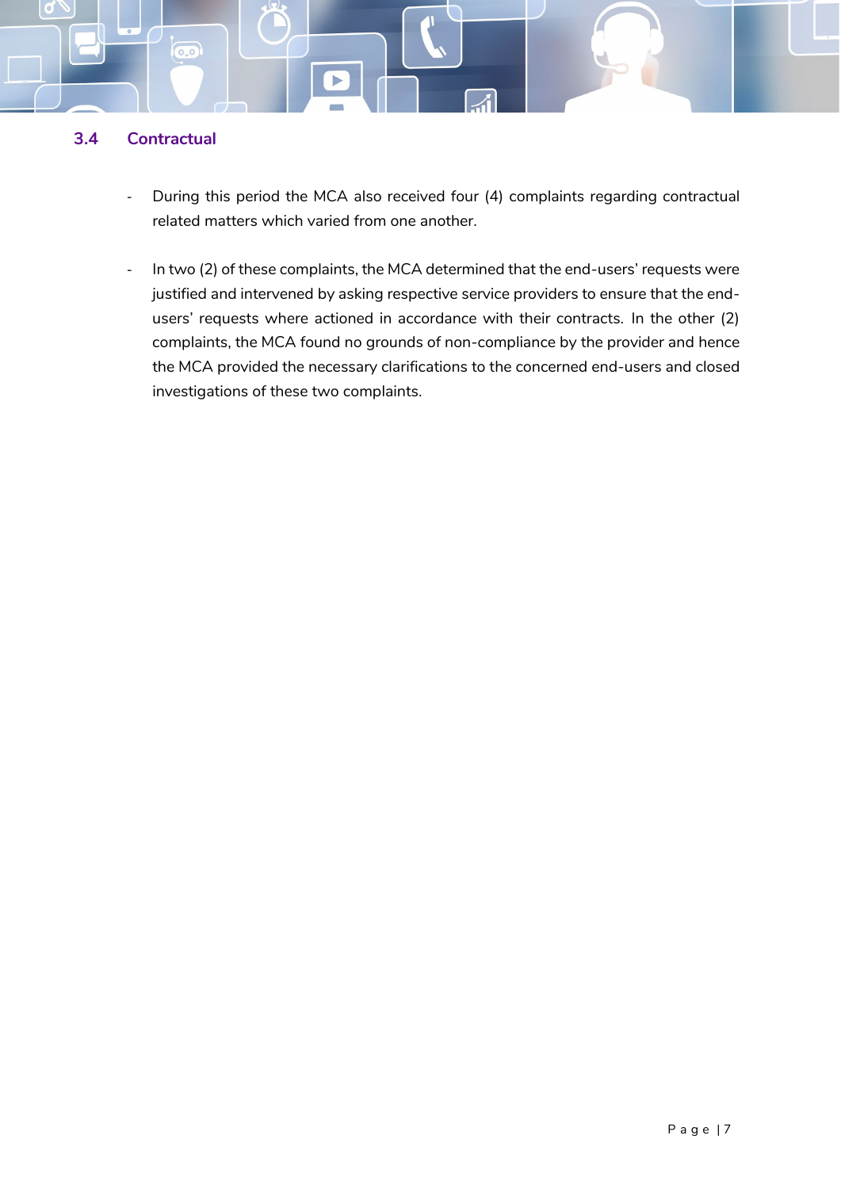### 3.4 Contractual

- During this period the MCA also received four (4) complaints regarding contractual related matters which varied from one another.

- In two (2) of these complaints, the MCA determined that the end-users' requests were justified and intervened by asking respective service providers to ensure that the end-users' requests where actioned in accordance with their contracts. In the other (2) complaints, the MCA found no grounds of non-compliance by the provider and hence the MCA provided the necessary clarifications to the concerned end-users and closed investigations of these two complaints.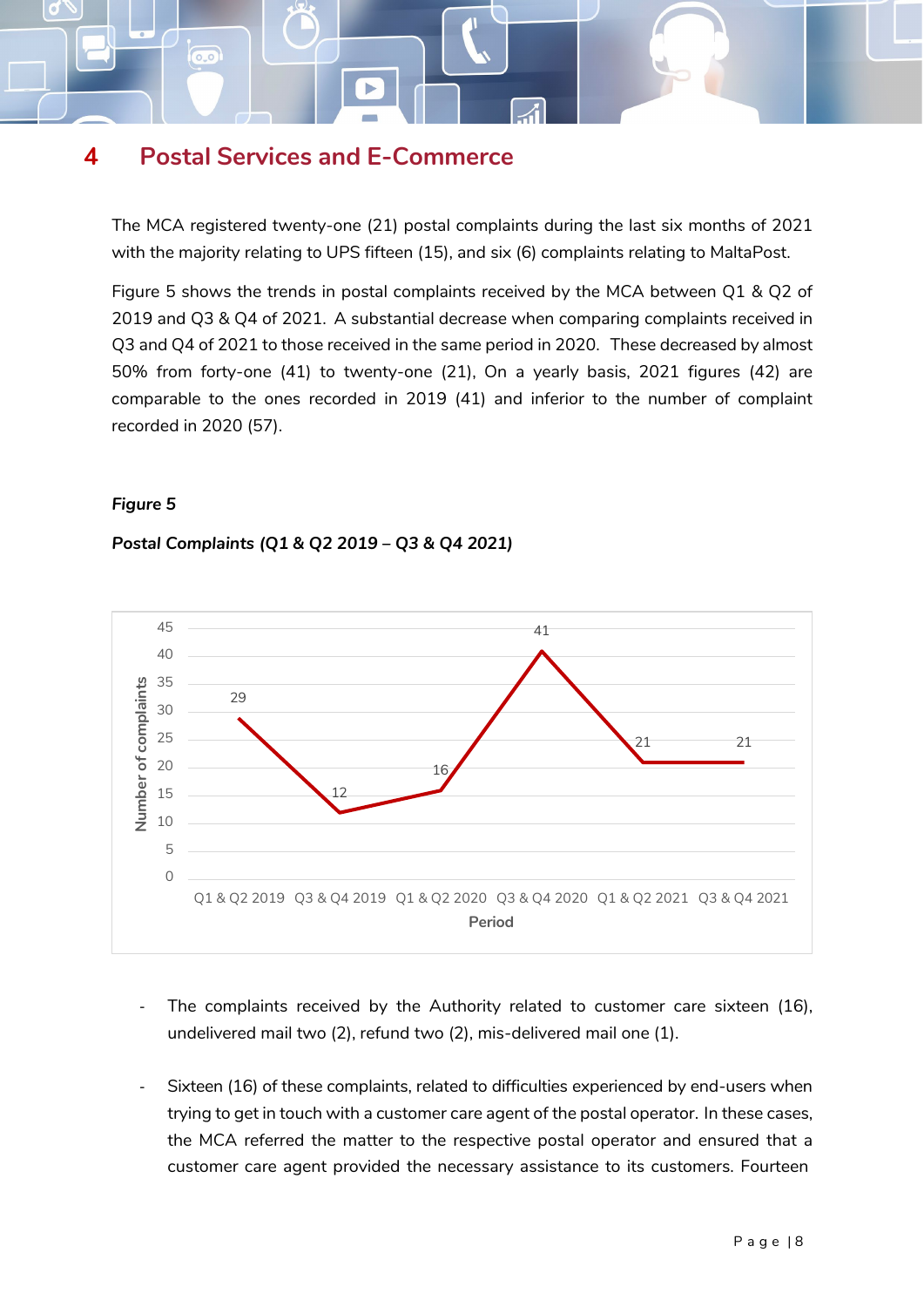# 4 Postal Services and E-Commerce

The MCA registered twenty-one (21) postal complaints during the last six months of 2021 with the majority relating to UPS fifteen (15), and six (6) complaints relating to MaltaPost.

Figure 5 shows the trends in postal complaints received by the MCA between Q1 & Q2 of 2019 and Q3 & Q4 of 2021. A substantial decrease when comparing complaints received in Q3 and Q4 of 2021 to those received in the same period in 2020. These decreased by almost 50% from forty-one (41) to twenty-one (21), On a yearly basis, 2021 figures (42) are comparable to the ones recorded in 2019 (41) and inferior to the number of complaint recorded in 2020 (57).

***Figure 5***

***Postal Complaints (Q1 & Q2 2019 – Q3 & Q4 2021)***

| Period | Number of complaints |
|---|---|
| Q1 & Q2 2019 | 29 |
| Q3 & Q4 2019 | 12 |
| Q1 & Q2 2020 | 16 |
| Q3 & Q4 2020 | 41 |
| Q1 & Q2 2021 | 21 |
| Q3 & Q4 2021 | 21 |

- The complaints received by the Authority related to customer care sixteen (16), undelivered mail two (2), refund two (2), mis-delivered mail one (1).

- Sixteen (16) of these complaints, related to difficulties experienced by end-users when trying to get in touch with a customer care agent of the postal operator. In these cases, the MCA referred the matter to the respective postal operator and ensured that a customer care agent provided the necessary assistance to its customers. Fourteen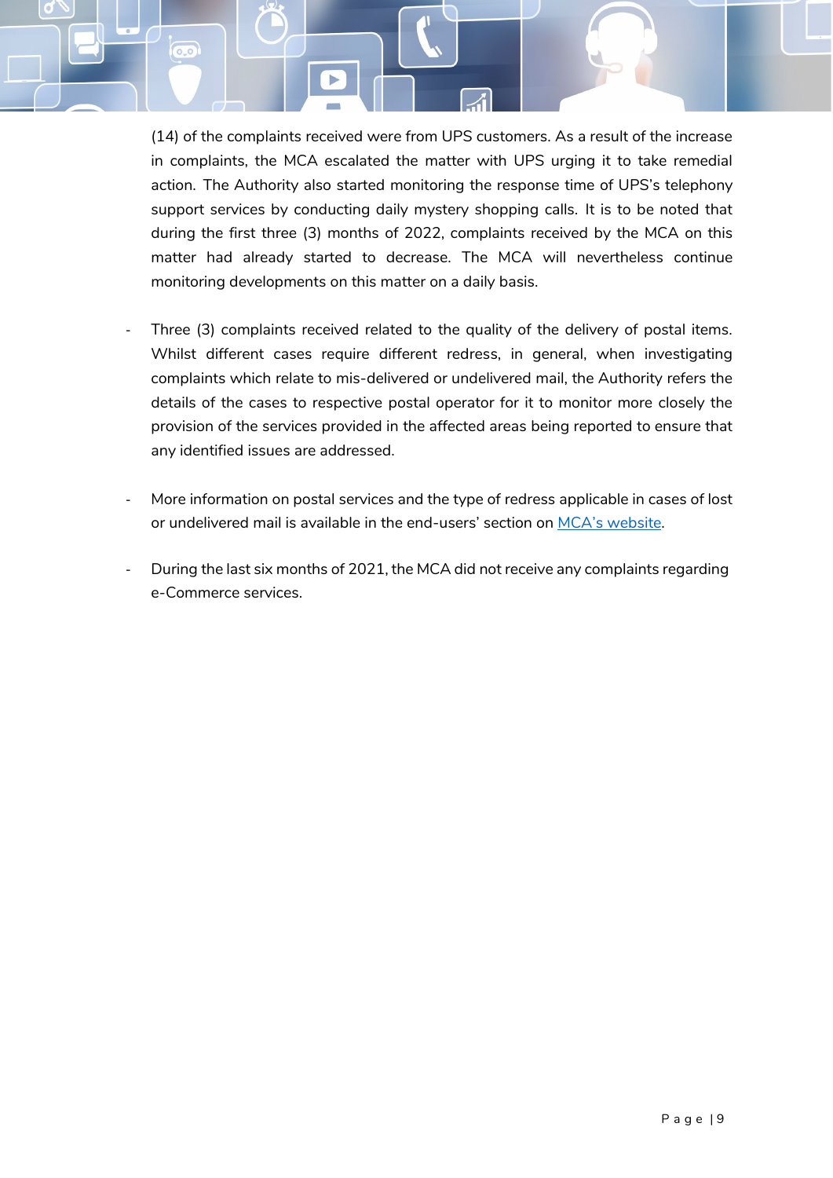(14) of the complaints received were from UPS customers. As a result of the increase in complaints, the MCA escalated the matter with UPS urging it to take remedial action. The Authority also started monitoring the response time of UPS's telephony support services by conducting daily mystery shopping calls. It is to be noted that during the first three (3) months of 2022, complaints received by the MCA on this matter had already started to decrease. The MCA will nevertheless continue monitoring developments on this matter on a daily basis.

- Three (3) complaints received related to the quality of the delivery of postal items. Whilst different cases require different redress, in general, when investigating complaints which relate to mis-delivered or undelivered mail, the Authority refers the details of the cases to respective postal operator for it to monitor more closely the provision of the services provided in the affected areas being reported to ensure that any identified issues are addressed.

- More information on postal services and the type of redress applicable in cases of lost or undelivered mail is available in the end-users' section on MCA's website.

- During the last six months of 2021, the MCA did not receive any complaints regarding e-Commerce services.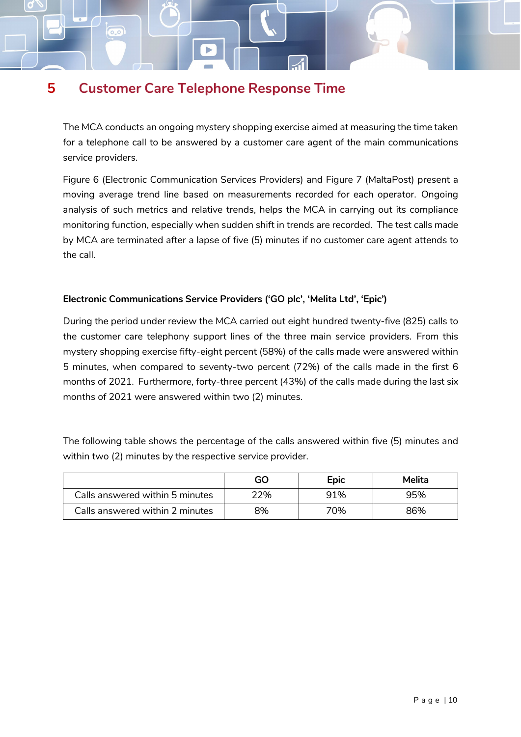# 5 Customer Care Telephone Response Time

The MCA conducts an ongoing mystery shopping exercise aimed at measuring the time taken for a telephone call to be answered by a customer care agent of the main communications service providers.

Figure 6 (Electronic Communication Services Providers) and Figure 7 (MaltaPost) present a moving average trend line based on measurements recorded for each operator. Ongoing analysis of such metrics and relative trends, helps the MCA in carrying out its compliance monitoring function, especially when sudden shift in trends are recorded. The test calls made by MCA are terminated after a lapse of five (5) minutes if no customer care agent attends to the call.

**Electronic Communications Service Providers ('GO plc', 'Melita Ltd', 'Epic')**

During the period under review the MCA carried out eight hundred twenty-five (825) calls to the customer care telephony support lines of the three main service providers. From this mystery shopping exercise fifty-eight percent (58%) of the calls made were answered within 5 minutes, when compared to seventy-two percent (72%) of the calls made in the first 6 months of 2021. Furthermore, forty-three percent (43%) of the calls made during the last six months of 2021 were answered within two (2) minutes.

The following table shows the percentage of the calls answered within five (5) minutes and within two (2) minutes by the respective service provider.

| | GO | Epic | Melita |
|---|---|---|---|
| Calls answered within 5 minutes | 22% | 91% | 95% |
| Calls answered within 2 minutes | 8% | 70% | 86% |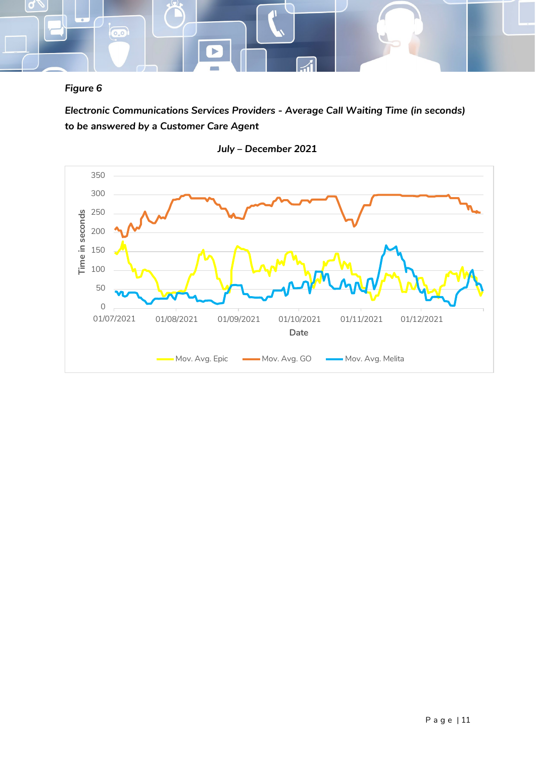*Figure 6*

***Electronic Communications Services Providers - Average Call Waiting Time (in seconds) to be answered by a Customer Care Agent***

**July – December 2021**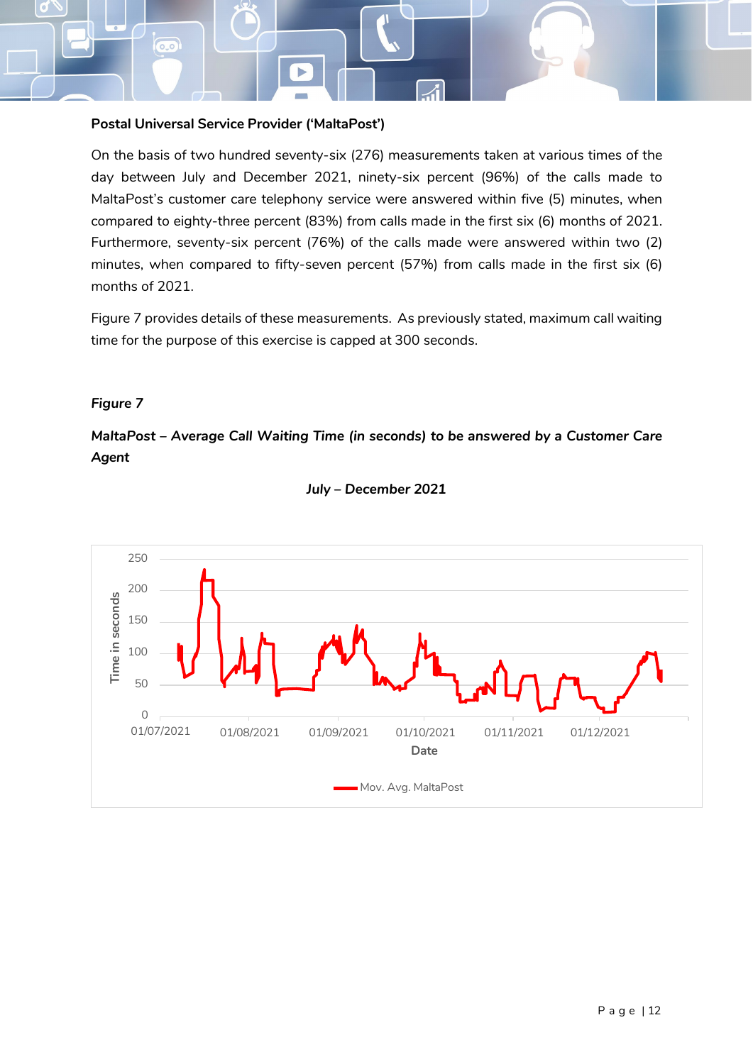**Postal Universal Service Provider ('MaltaPost')**

On the basis of two hundred seventy-six (276) measurements taken at various times of the day between July and December 2021, ninety-six percent (96%) of the calls made to MaltaPost's customer care telephony service were answered within five (5) minutes, when compared to eighty-three percent (83%) from calls made in the first six (6) months of 2021. Furthermore, seventy-six percent (76%) of the calls made were answered within two (2) minutes, when compared to fifty-seven percent (57%) from calls made in the first six (6) months of 2021.

Figure 7 provides details of these measurements. As previously stated, maximum call waiting time for the purpose of this exercise is capped at 300 seconds.

***Figure 7***

***MaltaPost – Average Call Waiting Time (in seconds) to be answered by a Customer Care Agent***

***July – December 2021***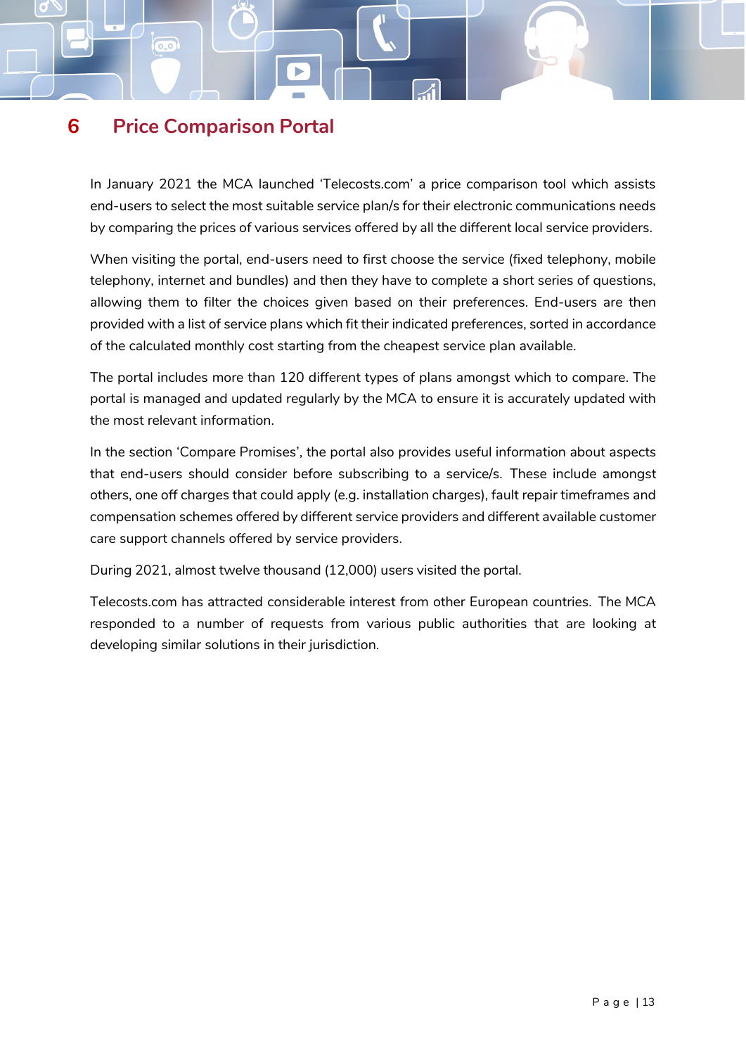# 6 Price Comparison Portal

In January 2021 the MCA launched 'Telecosts.com' a price comparison tool which assists end-users to select the most suitable service plan/s for their electronic communications needs by comparing the prices of various services offered by all the different local service providers.

When visiting the portal, end-users need to first choose the service (fixed telephony, mobile telephony, internet and bundles) and then they have to complete a short series of questions, allowing them to filter the choices given based on their preferences. End-users are then provided with a list of service plans which fit their indicated preferences, sorted in accordance of the calculated monthly cost starting from the cheapest service plan available.

The portal includes more than 120 different types of plans amongst which to compare. The portal is managed and updated regularly by the MCA to ensure it is accurately updated with the most relevant information.

In the section 'Compare Promises', the portal also provides useful information about aspects that end-users should consider before subscribing to a service/s. These include amongst others, one off charges that could apply (e.g. installation charges), fault repair timeframes and compensation schemes offered by different service providers and different available customer care support channels offered by service providers.

During 2021, almost twelve thousand (12,000) users visited the portal.

Telecosts.com has attracted considerable interest from other European countries. The MCA responded to a number of requests from various public authorities that are looking at developing similar solutions in their jurisdiction.